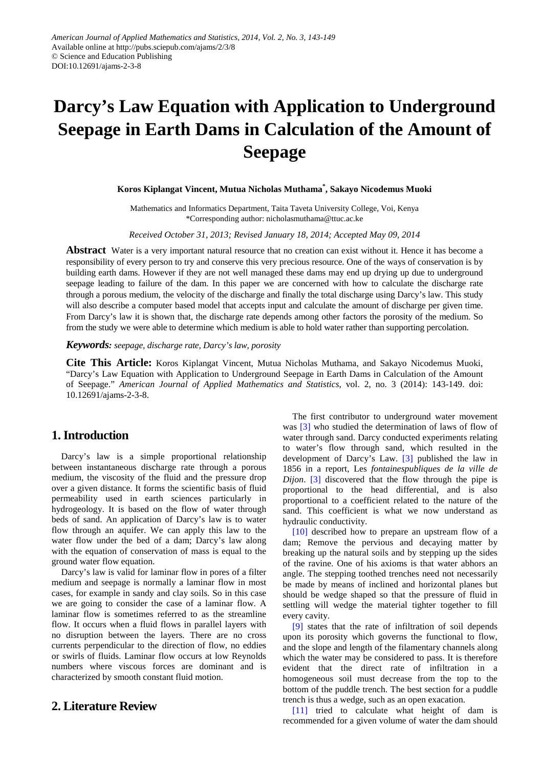*American Journal of Applied Mathematics and Statistics, 2014, Vol. 2, No. 3, 143-149*
Available online at http://pubs.sciepub.com/ajams/2/3/8
© Science and Education Publishing
DOI:10.12691/ajams-2-3-8

# Darcy's Law Equation with Application to Underground Seepage in Earth Dams in Calculation of the Amount of Seepage

**Koros Kiplangat Vincent, Mutua Nicholas Muthama*, Sakayo Nicodemus Muoki**

Mathematics and Informatics Department, Taita Taveta University College, Voi, Kenya
*Corresponding author: nicholasmuthama@ttuc.ac.ke

*Received October 31, 2013; Revised January 18, 2014; Accepted May 09, 2014*

**Abstract** Water is a very important natural resource that no creation can exist without it. Hence it has become a responsibility of every person to try and conserve this very precious resource. One of the ways of conservation is by building earth dams. However if they are not well managed these dams may end up drying up due to underground seepage leading to failure of the dam. In this paper we are concerned with how to calculate the discharge rate through a porous medium, the velocity of the discharge and finally the total discharge using Darcy's law. This study will also describe a computer based model that accepts input and calculate the amount of discharge per given time. From Darcy's law it is shown that, the discharge rate depends among other factors the porosity of the medium. So from the study we were able to determine which medium is able to hold water rather than supporting percolation.

***Keywords:*** *seepage, discharge rate, Darcy's law, porosity*

**Cite This Article:** Koros Kiplangat Vincent, Mutua Nicholas Muthama, and Sakayo Nicodemus Muoki, "Darcy's Law Equation with Application to Underground Seepage in Earth Dams in Calculation of the Amount of Seepage." *American Journal of Applied Mathematics and Statistics*, vol. 2, no. 3 (2014): 143-149. doi: 10.12691/ajams-2-3-8.

## 1. Introduction

Darcy's law is a simple proportional relationship between instantaneous discharge rate through a porous medium, the viscosity of the fluid and the pressure drop over a given distance. It forms the scientific basis of fluid permeability used in earth sciences particularly in hydrogeology. It is based on the flow of water through beds of sand. An application of Darcy's law is to water flow through an aquifer. We can apply this law to the water flow under the bed of a dam; Darcy's law along with the equation of conservation of mass is equal to the ground water flow equation.

Darcy's law is valid for laminar flow in pores of a filter medium and seepage is normally a laminar flow in most cases, for example in sandy and clay soils. So in this case we are going to consider the case of a laminar flow. A laminar flow is sometimes referred to as the streamline flow. It occurs when a fluid flows in parallel layers with no disruption between the layers. There are no cross currents perpendicular to the direction of flow, no eddies or swirls of fluids. Laminar flow occurs at low Reynolds numbers where viscous forces are dominant and is characterized by smooth constant fluid motion.

## 2. Literature Review

The first contributor to underground water movement was [3] who studied the determination of laws of flow of water through sand. Darcy conducted experiments relating to water's flow through sand, which resulted in the development of Darcy's Law. [3] published the law in 1856 in a report, Les *fontainespubliques de la ville de Dijon*. [3] discovered that the flow through the pipe is proportional to the head differential, and is also proportional to a coefficient related to the nature of the sand. This coefficient is what we now understand as hydraulic conductivity.

[10] described how to prepare an upstream flow of a dam; Remove the pervious and decaying matter by breaking up the natural soils and by stepping up the sides of the ravine. One of his axioms is that water abhors an angle. The stepping toothed trenches need not necessarily be made by means of inclined and horizontal planes but should be wedge shaped so that the pressure of fluid in settling will wedge the material tighter together to fill every cavity.

[9] states that the rate of infiltration of soil depends upon its porosity which governs the functional to flow, and the slope and length of the filamentary channels along which the water may be considered to pass. It is therefore evident that the direct rate of infiltration in a homogeneous soil must decrease from the top to the bottom of the puddle trench. The best section for a puddle trench is thus a wedge, such as an open exacation.

[11] tried to calculate what height of dam is recommended for a given volume of water the dam should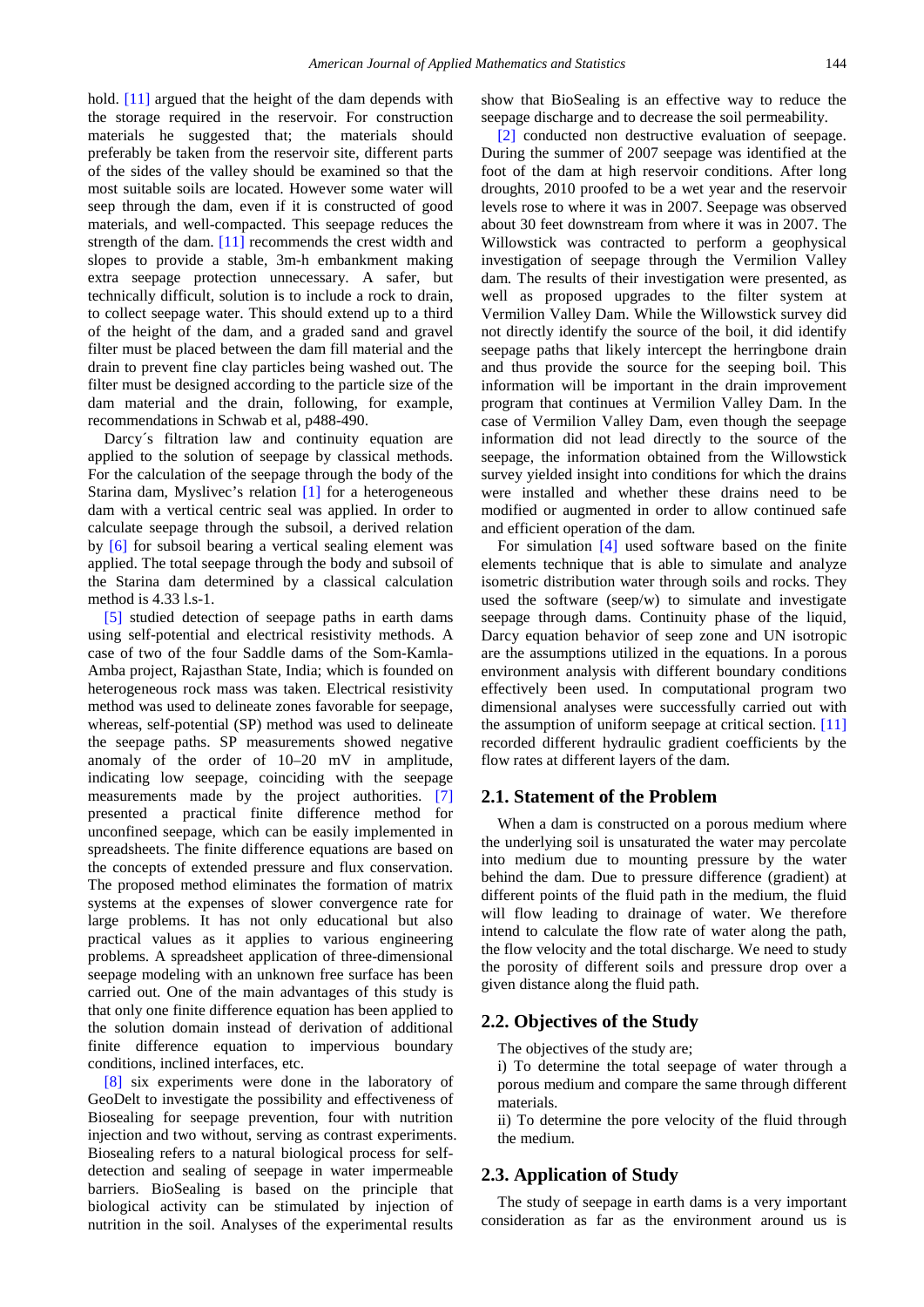hold. [11] argued that the height of the dam depends with the storage required in the reservoir. For construction materials he suggested that; the materials should preferably be taken from the reservoir site, different parts of the sides of the valley should be examined so that the most suitable soils are located. However some water will seep through the dam, even if it is constructed of good materials, and well-compacted. This seepage reduces the strength of the dam. [11] recommends the crest width and slopes to provide a stable, 3m-h embankment making extra seepage protection unnecessary. A safer, but technically difficult, solution is to include a rock to drain, to collect seepage water. This should extend up to a third of the height of the dam, and a graded sand and gravel filter must be placed between the dam fill material and the drain to prevent fine clay particles being washed out. The filter must be designed according to the particle size of the dam material and the drain, following, for example, recommendations in Schwab et al, p488-490.

Darcy´s filtration law and continuity equation are applied to the solution of seepage by classical methods. For the calculation of the seepage through the body of the Starina dam, Myslivec's relation [1] for a heterogeneous dam with a vertical centric seal was applied. In order to calculate seepage through the subsoil, a derived relation by [6] for subsoil bearing a vertical sealing element was applied. The total seepage through the body and subsoil of the Starina dam determined by a classical calculation method is 4.33 l.s-1.

[5] studied detection of seepage paths in earth dams using self-potential and electrical resistivity methods. A case of two of the four Saddle dams of the Som-Kamla-Amba project, Rajasthan State, India; which is founded on heterogeneous rock mass was taken. Electrical resistivity method was used to delineate zones favorable for seepage, whereas, self-potential (SP) method was used to delineate the seepage paths. SP measurements showed negative anomaly of the order of 10–20 mV in amplitude, indicating low seepage, coinciding with the seepage measurements made by the project authorities. [7] presented a practical finite difference method for unconfined seepage, which can be easily implemented in spreadsheets. The finite difference equations are based on the concepts of extended pressure and flux conservation. The proposed method eliminates the formation of matrix systems at the expenses of slower convergence rate for large problems. It has not only educational but also practical values as it applies to various engineering problems. A spreadsheet application of three-dimensional seepage modeling with an unknown free surface has been carried out. One of the main advantages of this study is that only one finite difference equation has been applied to the solution domain instead of derivation of additional finite difference equation to impervious boundary conditions, inclined interfaces, etc.

[8] six experiments were done in the laboratory of GeoDelt to investigate the possibility and effectiveness of Biosealing for seepage prevention, four with nutrition injection and two without, serving as contrast experiments. Biosealing refers to a natural biological process for self-detection and sealing of seepage in water impermeable barriers. BioSealing is based on the principle that biological activity can be stimulated by injection of nutrition in the soil. Analyses of the experimental results show that BioSealing is an effective way to reduce the seepage discharge and to decrease the soil permeability.

[2] conducted non destructive evaluation of seepage. During the summer of 2007 seepage was identified at the foot of the dam at high reservoir conditions. After long droughts, 2010 proofed to be a wet year and the reservoir levels rose to where it was in 2007. Seepage was observed about 30 feet downstream from where it was in 2007. The Willowstick was contracted to perform a geophysical investigation of seepage through the Vermilion Valley dam. The results of their investigation were presented, as well as proposed upgrades to the filter system at Vermilion Valley Dam. While the Willowstick survey did not directly identify the source of the boil, it did identify seepage paths that likely intercept the herringbone drain and thus provide the source for the seeping boil. This information will be important in the drain improvement program that continues at Vermilion Valley Dam. In the case of Vermilion Valley Dam, even though the seepage information did not lead directly to the source of the seepage, the information obtained from the Willowstick survey yielded insight into conditions for which the drains were installed and whether these drains need to be modified or augmented in order to allow continued safe and efficient operation of the dam.

For simulation [4] used software based on the finite elements technique that is able to simulate and analyze isometric distribution water through soils and rocks. They used the software (seep/w) to simulate and investigate seepage through dams. Continuity phase of the liquid, Darcy equation behavior of seep zone and UN isotropic are the assumptions utilized in the equations. In a porous environment analysis with different boundary conditions effectively been used. In computational program two dimensional analyses were successfully carried out with the assumption of uniform seepage at critical section. [11] recorded different hydraulic gradient coefficients by the flow rates at different layers of the dam.

## 2.1. Statement of the Problem

When a dam is constructed on a porous medium where the underlying soil is unsaturated the water may percolate into medium due to mounting pressure by the water behind the dam. Due to pressure difference (gradient) at different points of the fluid path in the medium, the fluid will flow leading to drainage of water. We therefore intend to calculate the flow rate of water along the path, the flow velocity and the total discharge. We need to study the porosity of different soils and pressure drop over a given distance along the fluid path.

## 2.2. Objectives of the Study

The objectives of the study are;

i) To determine the total seepage of water through a porous medium and compare the same through different materials.

ii) To determine the pore velocity of the fluid through the medium.

## 2.3. Application of Study

The study of seepage in earth dams is a very important consideration as far as the environment around us is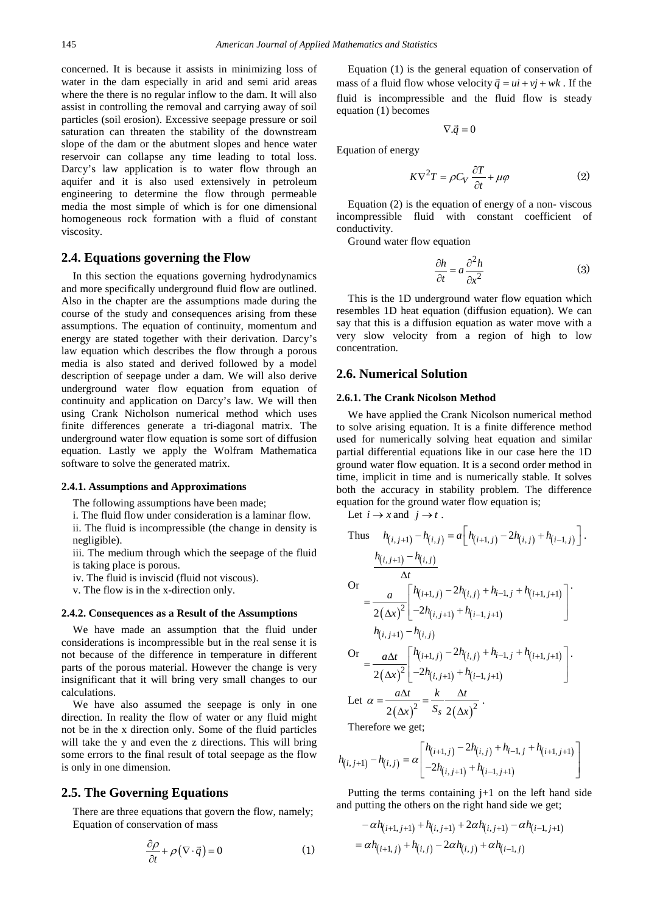concerned. It is because it assists in minimizing loss of water in the dam especially in arid and semi arid areas where the there is no regular inflow to the dam. It will also assist in controlling the removal and carrying away of soil particles (soil erosion). Excessive seepage pressure or soil saturation can threaten the stability of the downstream slope of the dam or the abutment slopes and hence water reservoir can collapse any time leading to total loss. Darcy's law application is to water flow through an aquifer and it is also used extensively in petroleum engineering to determine the flow through permeable media the most simple of which is for one dimensional homogeneous rock formation with a fluid of constant viscosity.

## 2.4. Equations governing the Flow

In this section the equations governing hydrodynamics and more specifically underground fluid flow are outlined. Also in the chapter are the assumptions made during the course of the study and consequences arising from these assumptions. The equation of continuity, momentum and energy are stated together with their derivation. Darcy's law equation which describes the flow through a porous media is also stated and derived followed by a model description of seepage under a dam. We will also derive underground water flow equation from equation of continuity and application on Darcy's law. We will then using Crank Nicholson numerical method which uses finite differences generate a tri-diagonal matrix. The underground water flow equation is some sort of diffusion equation. Lastly we apply the Wolfram Mathematica software to solve the generated matrix.

### 2.4.1. Assumptions and Approximations

The following assumptions have been made;

i. The fluid flow under consideration is a laminar flow.

ii. The fluid is incompressible (the change in density is negligible).

iii. The medium through which the seepage of the fluid is taking place is porous.

iv. The fluid is inviscid (fluid not viscous).

v. The flow is in the x-direction only.

### 2.4.2. Consequences as a Result of the Assumptions

We have made an assumption that the fluid under considerations is incompressible but in the real sense it is not because of the difference in temperature in different parts of the porous material. However the change is very insignificant that it will bring very small changes to our calculations.

We have also assumed the seepage is only in one direction. In reality the flow of water or any fluid might not be in the x direction only. Some of the fluid particles will take the y and even the z directions. This will bring some errors to the final result of total seepage as the flow is only in one dimension.

## 2.5. The Governing Equations

There are three equations that govern the flow, namely; Equation of conservation of mass

$$\frac{\partial \rho}{\partial t} + \rho\left(\nabla \cdot \vec{q}\right) = 0 \qquad (1)$$

Equation (1) is the general equation of conservation of mass of a fluid flow whose velocity $\vec{q} = ui + vj + wk$ . If the fluid is incompressible and the fluid flow is steady equation (1) becomes

$$\nabla . \vec{q} = 0$$

Equation of energy

$$K\nabla^2 T = \rho C_V \frac{\partial T}{\partial t} + \mu\varphi \qquad (2)$$

Equation (2) is the equation of energy of a non- viscous incompressible fluid with constant coefficient of conductivity.

Ground water flow equation

$$\frac{\partial h}{\partial t} = a\frac{\partial^2 h}{\partial x^2} \qquad (3)$$

This is the 1D underground water flow equation which resembles 1D heat equation (diffusion equation). We can say that this is a diffusion equation as water move with a very slow velocity from a region of high to low concentration.

## 2.6. Numerical Solution

### 2.6.1. The Crank Nicolson Method

We have applied the Crank Nicolson numerical method to solve arising equation. It is a finite difference method used for numerically solving heat equation and similar partial differential equations like in our case here the 1D ground water flow equation. It is a second order method in time, implicit in time and is numerically stable. It solves both the accuracy in stability problem. The difference equation for the ground water flow equation is;

Let $i \to x$ and $j \to t$ .

Thus $h_{(i,j+1)} - h_{(i,j)} = a\left[h_{(i+1,j)} - 2h_{(i,j)} + h_{(i-1,j)}\right]$.

Or

$$\frac{h_{(i,j+1)} - h_{(i,j)}}{\Delta t} = \frac{a}{2(\Delta x)^2}\begin{bmatrix} h_{(i+1,j)} - 2h_{(i,j)} + h_{i-1,j} + h_{(i+1,j+1)} \\ -2h_{(i,j+1)} + h_{(i-1,j+1)} \end{bmatrix}.$$

Or

$$h_{(i,j+1)} - h_{(i,j)} = \frac{a\Delta t}{2(\Delta x)^2}\begin{bmatrix} h_{(i+1,j)} - 2h_{(i,j)} + h_{i-1,j} + h_{(i+1,j+1)} \\ -2h_{(i,j+1)} + h_{(i-1,j+1)} \end{bmatrix}.$$

Let $\alpha = \dfrac{a\Delta t}{2(\Delta x)^2} = \dfrac{k}{S_s}\dfrac{\Delta t}{2(\Delta x)^2}$.

Therefore we get;

$$h_{(i,j+1)} - h_{(i,j)} = \alpha\begin{bmatrix} h_{(i+1,j)} - 2h_{(i,j)} + h_{i-1,j} + h_{(i+1,j+1)} \\ -2h_{(i,j+1)} + h_{(i-1,j+1)} \end{bmatrix}$$

Putting the terms containing j+1 on the left hand side and putting the others on the right hand side we get;

$$\begin{aligned} &-\alpha h_{(i+1,j+1)} + h_{(i,j+1)} + 2\alpha h_{(i,j+1)} - \alpha h_{(i-1,j+1)} \\ &= \alpha h_{(i+1,j)} + h_{(i,j)} - 2\alpha h_{(i,j)} + \alpha h_{(i-1,j)} \end{aligned}$$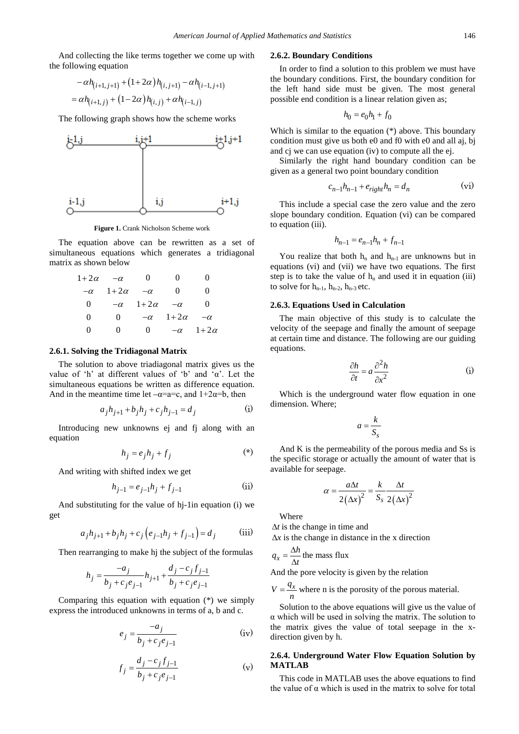And collecting the like terms together we come up with the following equation

$$-\alpha h_{(i+1,j+1)} + (1+2\alpha) h_{(i,j+1)} - \alpha h_{(i-1,j+1)}$$
$$= \alpha h_{(i+1,j)} + (1-2\alpha) h_{(i,j)} + \alpha h_{(i-1,j)}$$

The following graph shows how the scheme works

**Figure 1.** Crank Nicholson Scheme work

The equation above can be rewritten as a set of simultaneous equations which generates a tridiagonal matrix as shown below

$$\begin{matrix} 1+2\alpha & -\alpha & 0 & 0 & 0 \\ -\alpha & 1+2\alpha & -\alpha & 0 & 0 \\ 0 & -\alpha & 1+2\alpha & -\alpha & 0 \\ 0 & 0 & -\alpha & 1+2\alpha & -\alpha \\ 0 & 0 & 0 & -\alpha & 1+2\alpha \end{matrix}$$

### 2.6.1. Solving the Tridiagonal Matrix

The solution to above triadiagonal matrix gives us the value of 'h' at different values of 'b' and 'α'. Let the simultaneous equations be written as difference equation. And in the meantime time let –α=a=c, and 1+2α=b, then

$$a_j h_{j+1} + b_j h_j + c_j h_{j-1} = d_j \qquad \text{(i)}$$

Introducing new unknowns ej and fj along with an equation

$$h_j = e_j h_j + f_j \qquad (*)$$

And writing with shifted index we get

$$h_{j-1} = e_{j-1} h_j + f_{j-1} \qquad \text{(ii)}$$

And substituting for the value of hj-1in equation (i) we get

$$a_j h_{j+1} + b_j h_j + c_j \left(e_{j-1} h_j + f_{j-1}\right) = d_j \qquad \text{(iii)}$$

Then rearranging to make hj the subject of the formulas

$$h_j = \frac{-a_j}{b_j + c_j e_{j-1}} h_{j+1} + \frac{d_j - c_j f_{j-1}}{b_j + c_j e_{j-1}}$$

Comparing this equation with equation (*) we simply express the introduced unknowns in terms of a, b and c.

$$e_j = \frac{-a_j}{b_j + c_j e_{j-1}} \qquad \text{(iv)}$$

$$f_j = \frac{d_j - c_j f_{j-1}}{b_j + c_j e_{j-1}} \qquad \text{(v)}$$

### 2.6.2. Boundary Conditions

In order to find a solution to this problem we must have the boundary conditions. First, the boundary condition for the left hand side must be given. The most general possible end condition is a linear relation given as;

$$h_0 = e_0 h_1 + f_0$$

Which is similar to the equation (*) above. This boundary condition must give us both e0 and f0 with e0 and all aj, bj and cj we can use equation (iv) to compute all the ej.

Similarly the right hand boundary condition can be given as a general two point boundary condition

$$c_{n-1} h_{n-1} + e_{right} h_n = d_n \qquad \text{(vi)}$$

This include a special case the zero value and the zero slope boundary condition. Equation (vi) can be compared to equation (iii).

$$h_{n-1} = e_{n-1} h_n + f_{n-1}$$

You realize that both $h_n$ and $h_{n-1}$ are unknowns but in equations (vi) and (vii) we have two equations. The first step is to take the value of $h_n$ and used it in equation (iii) to solve for $h_{n-1}$, $h_{n-2}$, $h_{n-3}$ etc.

### 2.6.3. Equations Used in Calculation

The main objective of this study is to calculate the velocity of the seepage and finally the amount of seepage at certain time and distance. The following are our guiding equations.

$$\frac{\partial h}{\partial t} = a \frac{\partial^2 h}{\partial x^2} \qquad \text{(i)}$$

Which is the underground water flow equation in one dimension. Where;

$$a = \frac{k}{S_s}$$

And K is the permeability of the porous media and Ss is the specific storage or actually the amount of water that is available for seepage.

$$\alpha = \frac{a \Delta t}{2(\Delta x)^2} = \frac{k}{S_s} \frac{\Delta t}{2(\Delta x)^2}$$

Where

$\Delta t$ is the change in time and

$\Delta x$ is the change in distance in the x direction

$q_x = \frac{\Delta h}{\Delta t}$ the mass flux

And the pore velocity is given by the relation

$V = \frac{q_x}{n}$ where n is the porosity of the porous material.

Solution to the above equations will give us the value of α which will be used in solving the matrix. The solution to the matrix gives the value of total seepage in the x-direction given by h.

### 2.6.4. Underground Water Flow Equation Solution by MATLAB

This code in MATLAB uses the above equations to find the value of α which is used in the matrix to solve for total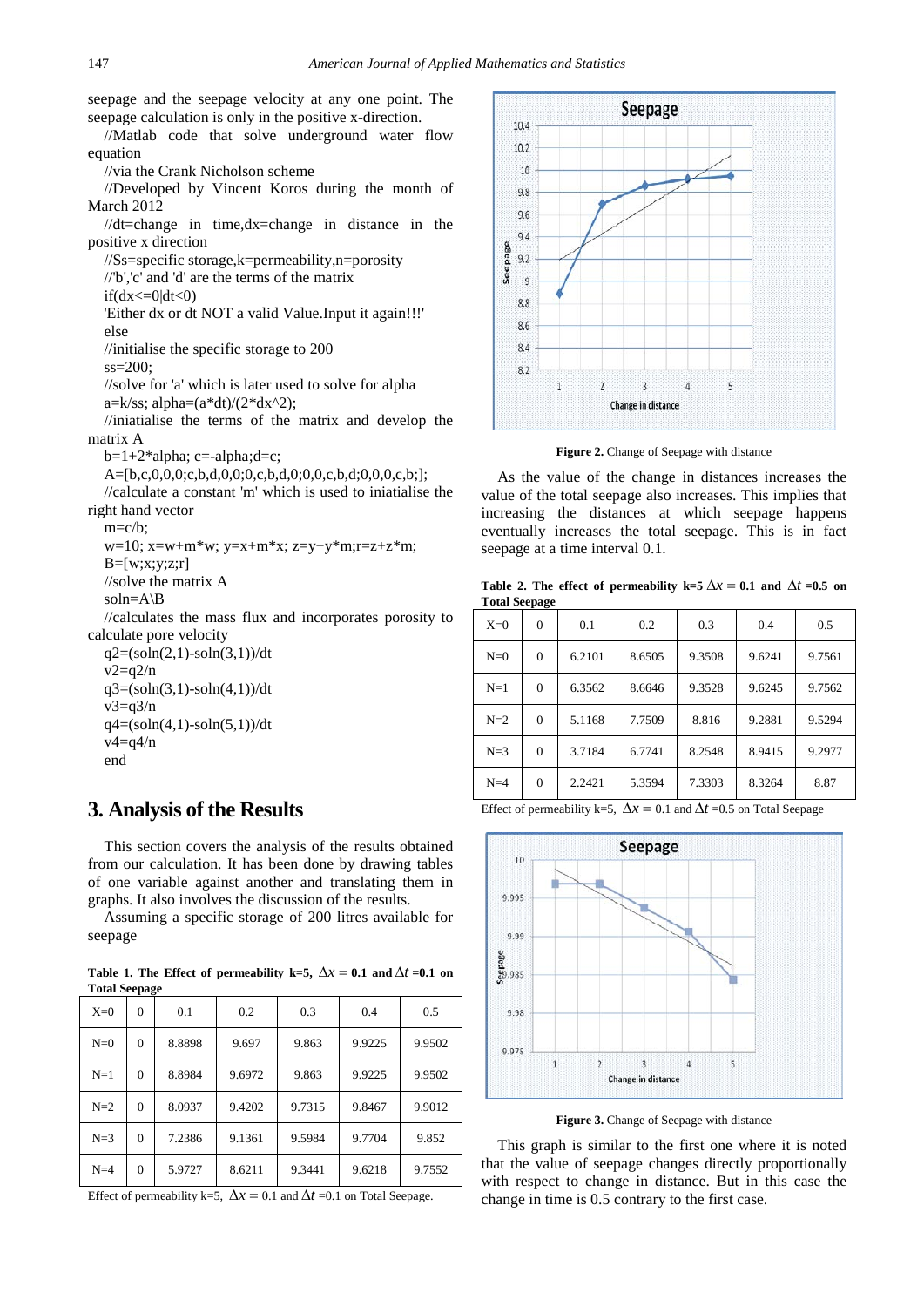seepage and the seepage velocity at any one point. The seepage calculation is only in the positive x-direction.

```
//Matlab code that solve underground water flow equation
//via the Crank Nicholson scheme
//Developed by Vincent Koros during the month of March 2012
//dt=change in time,dx=change in distance in the positive x direction
//Ss=specific storage,k=permeability,n=porosity
//'b','c' and 'd' are the terms of the matrix
if(dx<=0|dt<0)
'Either dx or dt NOT a valid Value.Input it again!!!'
else
//initialise the specific storage to 200
ss=200;
//solve for 'a' which is later used to solve for alpha
a=k/ss; alpha=(a*dt)/(2*dx^2);
//iniatialise the terms of the matrix and develop the matrix A
b=1+2*alpha; c=-alpha;d=c;
A=[b,c,0,0,0;c,b,d,0,0;0,c,b,d,0;0,0,c,b,d;0,0,0,c,b;];
//calculate a constant 'm' which is used to iniatialise the right hand vector
m=c/b;
w=10; x=w+m*w; y=x+m*x; z=y+y*m;r=z+z*m;
B=[w;x;y;z;r]
//solve the matrix A
soln=A\B
//calculates the mass flux and incorporates porosity to calculate pore velocity
q2=(soln(2,1)-soln(3,1))/dt
v2=q2/n
q3=(soln(3,1)-soln(4,1))/dt
v3=q3/n
q4=(soln(4,1)-soln(5,1))/dt
v4=q4/n
end
```

## 3. Analysis of the Results

This section covers the analysis of the results obtained from our calculation. It has been done by drawing tables of one variable against another and translating them in graphs. It also involves the discussion of the results.

Assuming a specific storage of 200 litres available for seepage

**Table 1. The Effect of permeability k=5, $\Delta x = 0.1$ and $\Delta t$ =0.1 on Total Seepage**

| X=0 | 0 | 0.1 | 0.2 | 0.3 | 0.4 | 0.5 |
|---|---|---|---|---|---|---|
| N=0 | 0 | 8.8898 | 9.697 | 9.863 | 9.9225 | 9.9502 |
| N=1 | 0 | 8.8984 | 9.6972 | 9.863 | 9.9225 | 9.9502 |
| N=2 | 0 | 8.0937 | 9.4202 | 9.7315 | 9.8467 | 9.9012 |
| N=3 | 0 | 7.2386 | 9.1361 | 9.5984 | 9.7704 | 9.852 |
| N=4 | 0 | 5.9727 | 8.6211 | 9.3441 | 9.6218 | 9.7552 |

Effect of permeability k=5, $\Delta x = 0.1$ and $\Delta t$ =0.1 on Total Seepage.

**Figure 2.** Change of Seepage with distance

As the value of the change in distances increases the value of the total seepage also increases. This implies that increasing the distances at which seepage happens eventually increases the total seepage. This is in fact seepage at a time interval 0.1.

**Table 2. The effect of permeability k=5 $\Delta x = 0.1$ and $\Delta t$ =0.5 on Total Seepage**

| X=0 | 0 | 0.1 | 0.2 | 0.3 | 0.4 | 0.5 |
|---|---|---|---|---|---|---|
| N=0 | 0 | 6.2101 | 8.6505 | 9.3508 | 9.6241 | 9.7561 |
| N=1 | 0 | 6.3562 | 8.6646 | 9.3528 | 9.6245 | 9.7562 |
| N=2 | 0 | 5.1168 | 7.7509 | 8.816 | 9.2881 | 9.5294 |
| N=3 | 0 | 3.7184 | 6.7741 | 8.2548 | 8.9415 | 9.2977 |
| N=4 | 0 | 2.2421 | 5.3594 | 7.3303 | 8.3264 | 8.87 |

Effect of permeability k=5, $\Delta x = 0.1$ and $\Delta t$ =0.5 on Total Seepage

**Figure 3.** Change of Seepage with distance

This graph is similar to the first one where it is noted that the value of seepage changes directly proportionally with respect to change in distance. But in this case the change in time is 0.5 contrary to the first case.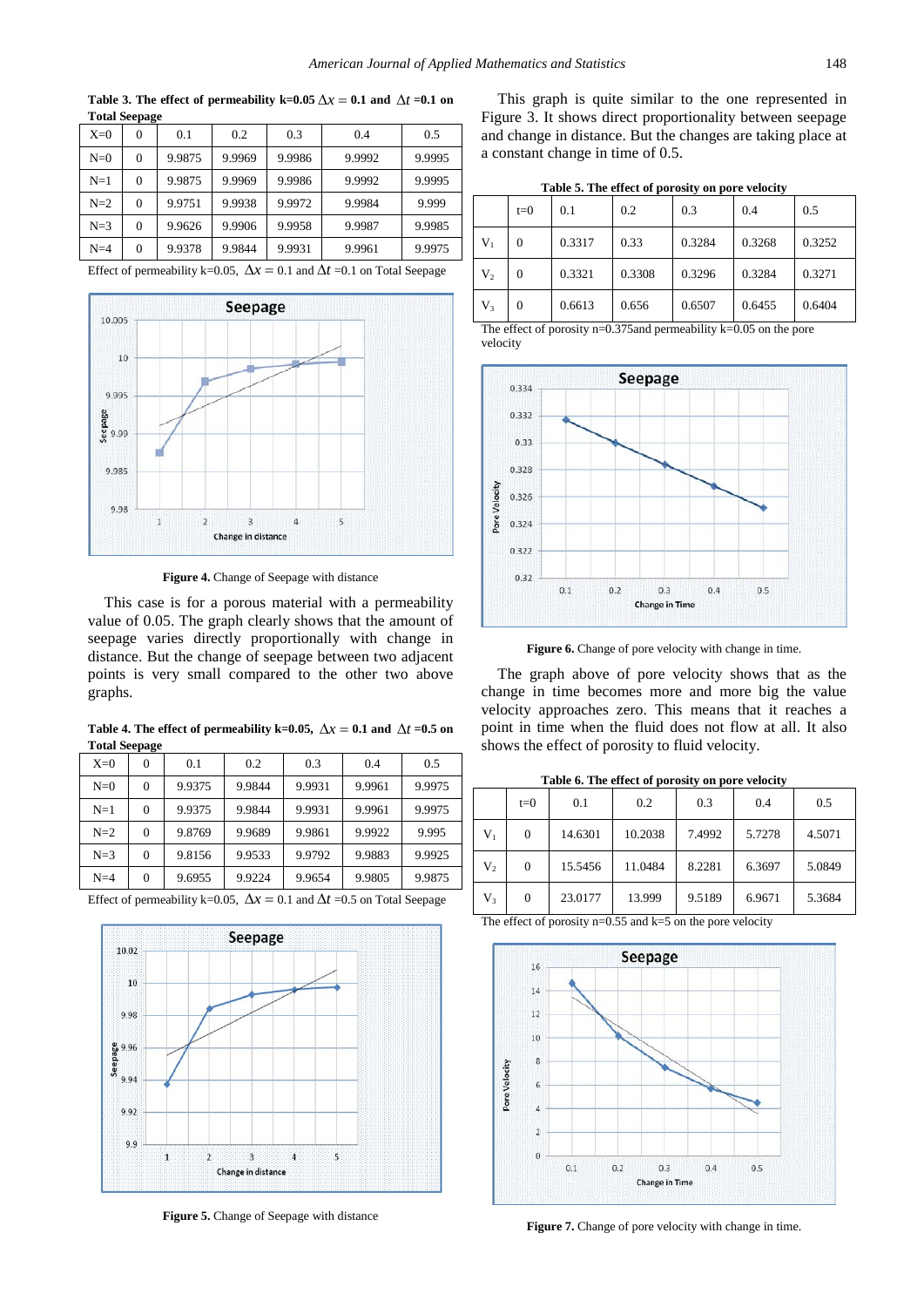**Table 3. The effect of permeability k=0.05 $\Delta x = 0.1$ and $\Delta t$ =0.1 on Total Seepage**

| X=0 | 0 | 0.1 | 0.2 | 0.3 | 0.4 | 0.5 |
|---|---|---|---|---|---|---|
| N=0 | 0 | 9.9875 | 9.9969 | 9.9986 | 9.9992 | 9.9995 |
| N=1 | 0 | 9.9875 | 9.9969 | 9.9986 | 9.9992 | 9.9995 |
| N=2 | 0 | 9.9751 | 9.9938 | 9.9972 | 9.9984 | 9.999 |
| N=3 | 0 | 9.9626 | 9.9906 | 9.9958 | 9.9987 | 9.9985 |
| N=4 | 0 | 9.9378 | 9.9844 | 9.9931 | 9.9961 | 9.9975 |

Effect of permeability k=0.05, $\Delta x = 0.1$ and $\Delta t$ =0.1 on Total Seepage

**Figure 4.** Change of Seepage with distance

This case is for a porous material with a permeability value of 0.05. The graph clearly shows that the amount of seepage varies directly proportionally with change in distance. But the change of seepage between two adjacent points is very small compared to the other two above graphs.

**Table 4. The effect of permeability k=0.05, $\Delta x = 0.1$ and $\Delta t$ =0.5 on Total Seepage**

| X=0 | 0 | 0.1 | 0.2 | 0.3 | 0.4 | 0.5 |
|---|---|---|---|---|---|---|
| N=0 | 0 | 9.9375 | 9.9844 | 9.9931 | 9.9961 | 9.9975 |
| N=1 | 0 | 9.9375 | 9.9844 | 9.9931 | 9.9961 | 9.9975 |
| N=2 | 0 | 9.8769 | 9.9689 | 9.9861 | 9.9922 | 9.995 |
| N=3 | 0 | 9.8156 | 9.9533 | 9.9792 | 9.9883 | 9.9925 |
| N=4 | 0 | 9.6955 | 9.9224 | 9.9654 | 9.9805 | 9.9875 |

Effect of permeability k=0.05, $\Delta x = 0.1$ and $\Delta t$ =0.5 on Total Seepage

**Figure 5.** Change of Seepage with distance

This graph is quite similar to the one represented in Figure 3. It shows direct proportionality between seepage and change in distance. But the changes are taking place at a constant change in time of 0.5.

**Table 5. The effect of porosity on pore velocity**

| | t=0 | 0.1 | 0.2 | 0.3 | 0.4 | 0.5 |
|---|---|---|---|---|---|---|
| $V_1$ | 0 | 0.3317 | 0.33 | 0.3284 | 0.3268 | 0.3252 |
| $V_2$ | 0 | 0.3321 | 0.3308 | 0.3296 | 0.3284 | 0.3271 |
| $V_3$ | 0 | 0.6613 | 0.656 | 0.6507 | 0.6455 | 0.6404 |

The effect of porosity n=0.375and permeability k=0.05 on the pore velocity

**Figure 6.** Change of pore velocity with change in time.

The graph above of pore velocity shows that as the change in time becomes more and more big the value velocity approaches zero. This means that it reaches a point in time when the fluid does not flow at all. It also shows the effect of porosity to fluid velocity.

**Table 6. The effect of porosity on pore velocity**

| | t=0 | 0.1 | 0.2 | 0.3 | 0.4 | 0.5 |
|---|---|---|---|---|---|---|
| $V_1$ | 0 | 14.6301 | 10.2038 | 7.4992 | 5.7278 | 4.5071 |
| $V_2$ | 0 | 15.5456 | 11.0484 | 8.2281 | 6.3697 | 5.0849 |
| $V_3$ | 0 | 23.0177 | 13.999 | 9.5189 | 6.9671 | 5.3684 |

The effect of porosity n=0.55 and k=5 on the pore velocity

**Figure 7.** Change of pore velocity with change in time.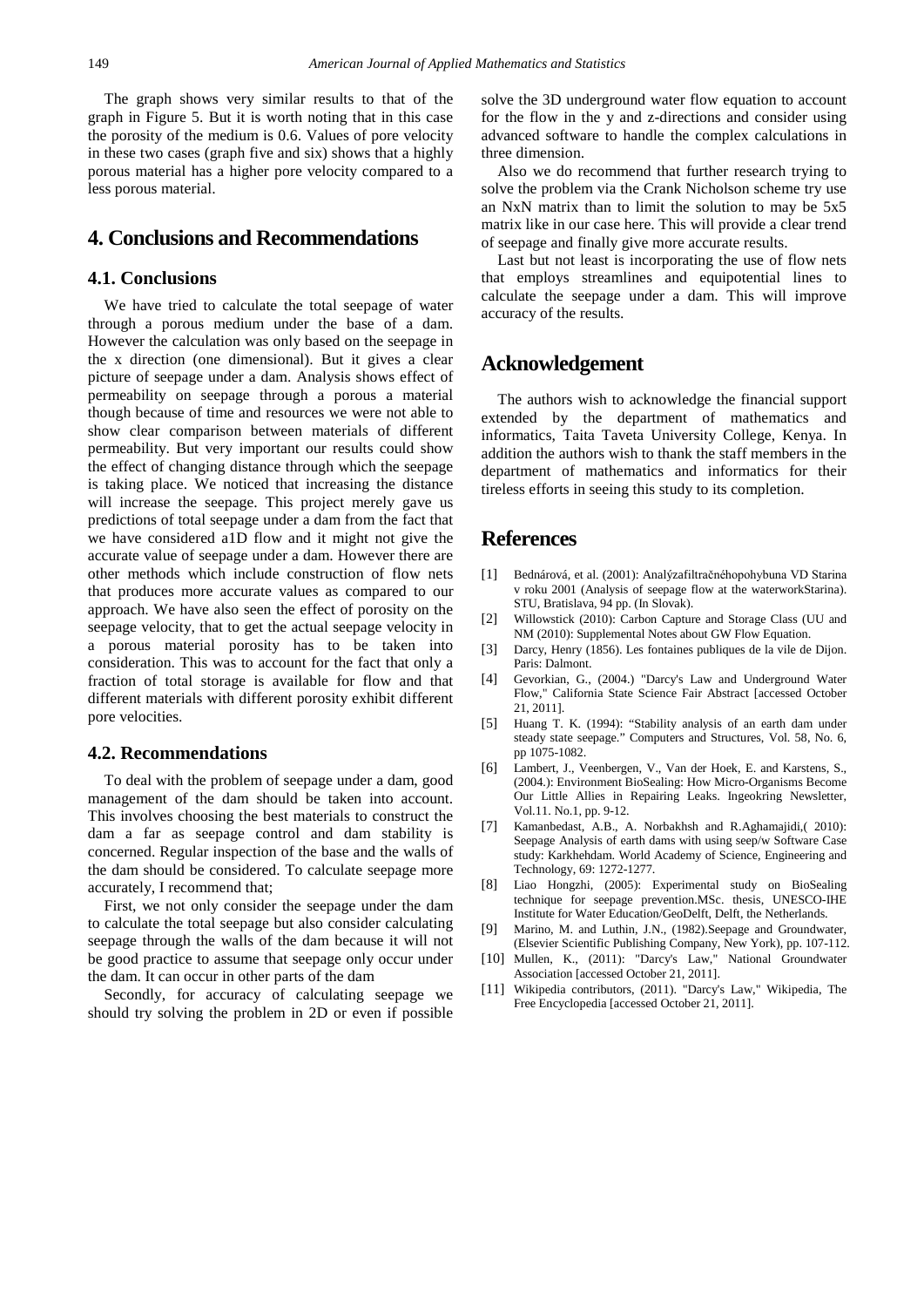The graph shows very similar results to that of the graph in Figure 5. But it is worth noting that in this case the porosity of the medium is 0.6. Values of pore velocity in these two cases (graph five and six) shows that a highly porous material has a higher pore velocity compared to a less porous material.

# 4. Conclusions and Recommendations

## 4.1. Conclusions

We have tried to calculate the total seepage of water through a porous medium under the base of a dam. However the calculation was only based on the seepage in the x direction (one dimensional). But it gives a clear picture of seepage under a dam. Analysis shows effect of permeability on seepage through a porous a material though because of time and resources we were not able to show clear comparison between materials of different permeability. But very important our results could show the effect of changing distance through which the seepage is taking place. We noticed that increasing the distance will increase the seepage. This project merely gave us predictions of total seepage under a dam from the fact that we have considered a1D flow and it might not give the accurate value of seepage under a dam. However there are other methods which include construction of flow nets that produces more accurate values as compared to our approach. We have also seen the effect of porosity on the seepage velocity, that to get the actual seepage velocity in a porous material porosity has to be taken into consideration. This was to account for the fact that only a fraction of total storage is available for flow and that different materials with different porosity exhibit different pore velocities.

## 4.2. Recommendations

To deal with the problem of seepage under a dam, good management of the dam should be taken into account. This involves choosing the best materials to construct the dam a far as seepage control and dam stability is concerned. Regular inspection of the base and the walls of the dam should be considered. To calculate seepage more accurately, I recommend that;

First, we not only consider the seepage under the dam to calculate the total seepage but also consider calculating seepage through the walls of the dam because it will not be good practice to assume that seepage only occur under the dam. It can occur in other parts of the dam

Secondly, for accuracy of calculating seepage we should try solving the problem in 2D or even if possible solve the 3D underground water flow equation to account for the flow in the y and z-directions and consider using advanced software to handle the complex calculations in three dimension.

Also we do recommend that further research trying to solve the problem via the Crank Nicholson scheme try use an NxN matrix than to limit the solution to may be 5x5 matrix like in our case here. This will provide a clear trend of seepage and finally give more accurate results.

Last but not least is incorporating the use of flow nets that employs streamlines and equipotential lines to calculate the seepage under a dam. This will improve accuracy of the results.

# Acknowledgement

The authors wish to acknowledge the financial support extended by the department of mathematics and informatics, Taita Taveta University College, Kenya. In addition the authors wish to thank the staff members in the department of mathematics and informatics for their tireless efforts in seeing this study to its completion.

# References

[1] Bednárová, et al. (2001): Analýzafiltračnéhopohybuna VD Starina v roku 2001 (Analysis of seepage flow at the waterworkStarina). STU, Bratislava, 94 pp. (In Slovak).

[2] Willowstick (2010): Carbon Capture and Storage Class (UU and NM (2010): Supplemental Notes about GW Flow Equation.

[3] Darcy, Henry (1856). Les fontaines publiques de la vile de Dijon. Paris: Dalmont.

[4] Gevorkian, G., (2004.) "Darcy's Law and Underground Water Flow," California State Science Fair Abstract [accessed October 21, 2011].

[5] Huang T. K. (1994): "Stability analysis of an earth dam under steady state seepage." Computers and Structures, Vol. 58, No. 6, pp 1075-1082.

[6] Lambert, J., Veenbergen, V., Van der Hoek, E. and Karstens, S., (2004.): Environment BioSealing: How Micro-Organisms Become Our Little Allies in Repairing Leaks. Ingeokring Newsletter, Vol.11. No.1, pp. 9-12.

[7] Kamanbedast, A.B., A. Norbakhsh and R.Aghamajidi,( 2010): Seepage Analysis of earth dams with using seep/w Software Case study: Karkhehdam. World Academy of Science, Engineering and Technology, 69: 1272-1277.

[8] Liao Hongzhi, (2005): Experimental study on BioSealing technique for seepage prevention.MSc. thesis, UNESCO-IHE Institute for Water Education/GeoDelft, Delft, the Netherlands.

[9] Marino, M. and Luthin, J.N., (1982).Seepage and Groundwater, (Elsevier Scientific Publishing Company, New York), pp. 107-112.

[10] Mullen, K., (2011): "Darcy's Law," National Groundwater Association [accessed October 21, 2011].

[11] Wikipedia contributors, (2011). "Darcy's Law," Wikipedia, The Free Encyclopedia [accessed October 21, 2011].